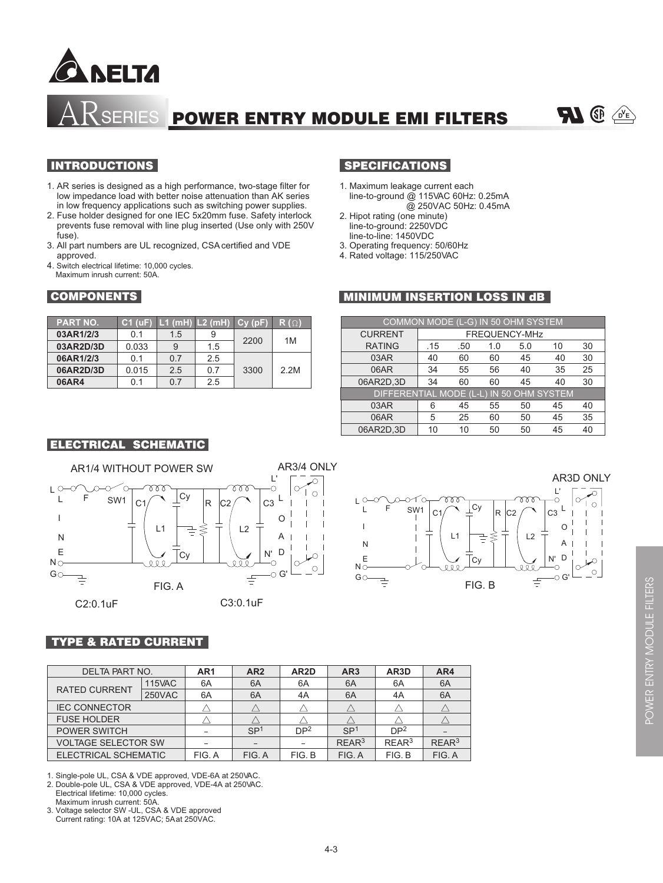# AR SERIES POWER ENTRY MODULE EMI FILTERS

## INTRODUCTIONS

1. AR series is designed as a high performance, two-stage filter for low impedance load with better noise attenuation than AK series in low frequency applications such as switching power supplies.
2. Fuse holder designed for one IEC 5x20mm fuse. Safety interlock prevents fuse removal with line plug inserted (Use only with 250V fuse).
3. All part numbers are UL recognized, CSA certified and VDE approved.
4. Switch electrical lifetime: 10,000 cycles. Maximum inrush current: 50A.

## SPECIFICATIONS

1. Maximum leakage current each line-to-ground @ 115VAC 60Hz: 0.25mA
   @ 250VAC 50Hz: 0.45mA
2. Hipot rating (one minute)
   line-to-ground: 2250VDC
   line-to-line: 1450VDC
3. Operating frequency: 50/60Hz
4. Rated voltage: 115/250VAC

## COMPONENTS

| PART NO. | C1 (uF) | L1 (mH) | L2 (mH) | Cy (pF) | R (Ω) |
|---|---|---|---|---|---|
| 03AR1/2/3 | 0.1 | 1.5 | 9 | 2200 | 1M |
| 03AR2D/3D | 0.033 | 9 | 1.5 | | |
| 06AR1/2/3 | 0.1 | 0.7 | 2.5 | 3300 | 2.2M |
| 06AR2D/3D | 0.015 | 2.5 | 0.7 | | |
| 06AR4 | 0.1 | 0.7 | 2.5 | | |

## MINIMUM INSERTION LOSS IN dB

| COMMON MODE (L-G) IN 50 OHM SYSTEM | | | | | | |
|---|---|---|---|---|---|---|
| CURRENT | FREQUENCY-MHz | | | | | |
| RATING | .15 | .50 | 1.0 | 5.0 | 10 | 30 |
| 03AR | 40 | 60 | 60 | 45 | 40 | 30 |
| 06AR | 34 | 55 | 56 | 40 | 35 | 25 |
| 06AR2D,3D | 34 | 60 | 60 | 45 | 40 | 30 |
| DIFFERENTIAL MODE (L-L) IN 50 OHM SYSTEM | | | | | | |
| 03AR | 6 | 45 | 55 | 50 | 45 | 40 |
| 06AR | 5 | 25 | 60 | 50 | 45 | 35 |
| 06AR2D,3D | 10 | 10 | 50 | 50 | 45 | 40 |

## ELECTRICAL SCHEMATIC

AR1/4 WITHOUT POWER SW

AR3/4 ONLY

L L F SW1 C1 Cy L1 Cy R C2 L2 C3 L' L O A D N' G' I N E N G

FIG. A

C2:0.1uF

C3:0.1uF

AR3D ONLY

L L F SW1 C1 Cy L1 Cy R C2 L2 C3 L' L O A D N' G' I N E N G

FIG. B

## TYPE & RATED CURRENT

| DELTA PART NO. | | AR1 | AR2 | AR2D | AR3 | AR3D | AR4 |
|---|---|---|---|---|---|---|---|
| RATED CURRENT | 115VAC | 6A | 6A | 6A | 6A | 6A | 6A |
| | 250VAC | 6A | 6A | 4A | 6A | 4A | 6A |
| IEC CONNECTOR | | △ | △ | △ | △ | △ | △ |
| FUSE HOLDER | | △ | △ | △ | △ | △ | △ |
| POWER SWITCH | | – | SP[1] | DP[2] | SP[1] | DP[2] | – |
| VOLTAGE SELECTOR SW | | – | – | – | REAR[3] | REAR[3] | REAR[3] |
| ELECTRICAL SCHEMATIC | | FIG. A | FIG. A | FIG. B | FIG. A | FIG. B | FIG. A |

1. Single-pole UL, CSA & VDE approved, VDE-6A at 250VAC.
2. Double-pole UL, CSA & VDE approved, VDE-4A at 250VAC.
   Electrical lifetime: 10,000 cycles.
   Maximum inrush current: 50A.
3. Voltage selector SW -UL, CSA & VDE approved
   Current rating: 10A at 125VAC; 5A at 250VAC.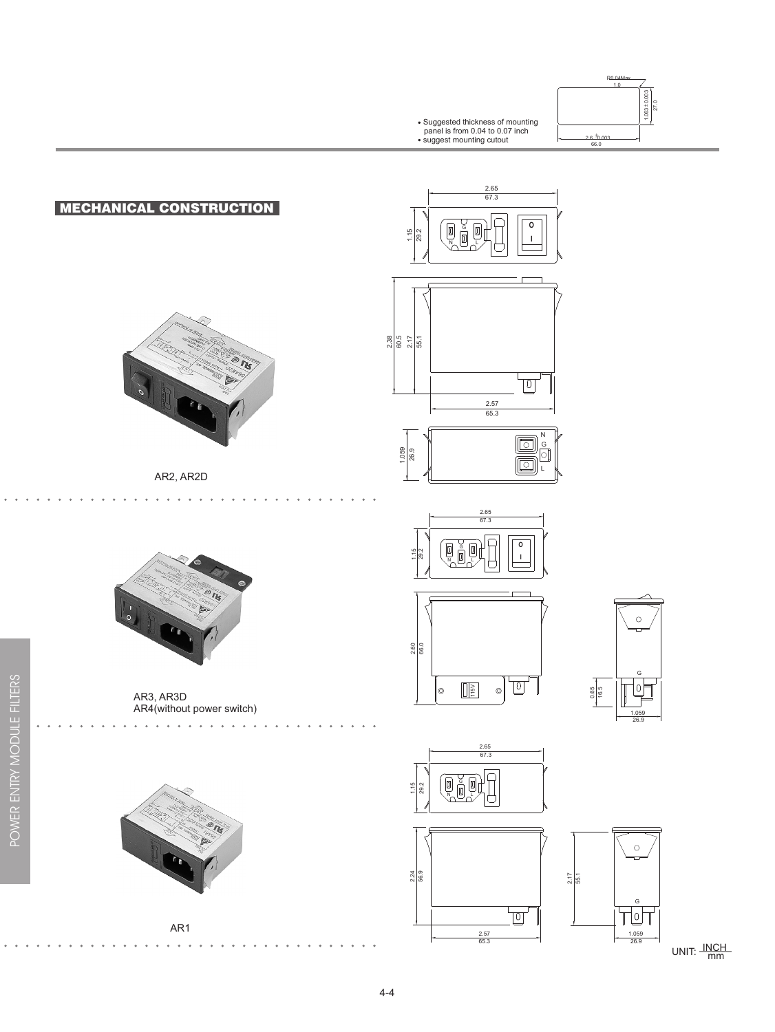- Suggested thickness of mounting panel is from 0.04 to 0.07 inch
- suggest mounting cutout

R0.04Max
1.0
1.063±0.003
27.0
2.6 +0.003
66.0

## MECHANICAL CONSTRUCTION

2.65
67.3
1.15
29.2
2.38
60.5
2.17
55.1
2.57
65.3
1.059
26.9
N
G
L

AR2, AR2D

2.65
67.3
1.15
29.2
2.60
66.0
115V
0.65
16.5
G
1.059
26.9

AR3, AR3D
AR4(without power switch)

2.65
67.3
1.15
29.2
2.24
56.9
2.17
55.1
2.57
65.3
G
1.059
26.9

AR1

UNIT: INCH / mm

POWER ENTRY MODULE FILTERS